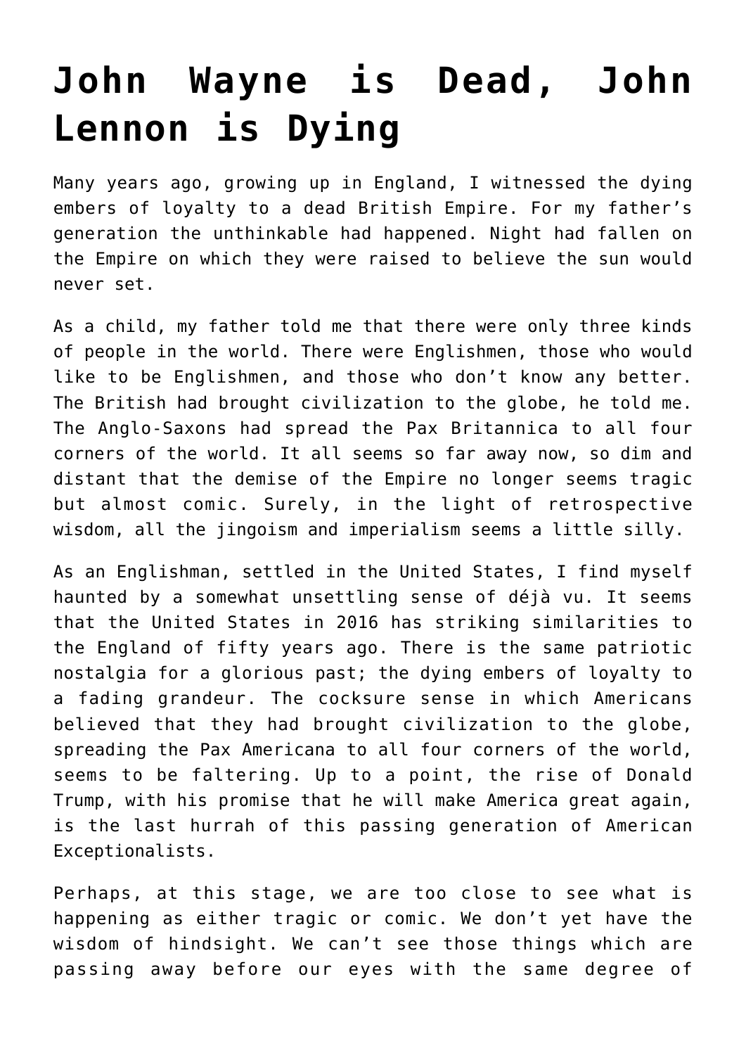# John Wayne is Dead, John Lennon is Dying

Many years ago, growing up in England, I witnessed the dying embers of loyalty to a dead British Empire. For my father's generation the unthinkable had happened. Night had fallen on the Empire on which they were raised to believe the sun would never set.

As a child, my father told me that there were only three kinds of people in the world. There were Englishmen, those who would like to be Englishmen, and those who don't know any better. The British had brought civilization to the globe, he told me. The Anglo-Saxons had spread the Pax Britannica to all four corners of the world. It all seems so far away now, so dim and distant that the demise of the Empire no longer seems tragic but almost comic. Surely, in the light of retrospective wisdom, all the jingoism and imperialism seems a little silly.

As an Englishman, settled in the United States, I find myself haunted by a somewhat unsettling sense of déjà vu. It seems that the United States in 2016 has striking similarities to the England of fifty years ago. There is the same patriotic nostalgia for a glorious past; the dying embers of loyalty to a fading grandeur. The cocksure sense in which Americans believed that they had brought civilization to the globe, spreading the Pax Americana to all four corners of the world, seems to be faltering. Up to a point, the rise of Donald Trump, with his promise that he will make America great again, is the last hurrah of this passing generation of American Exceptionalists.

Perhaps, at this stage, we are too close to see what is happening as either tragic or comic. We don't yet have the wisdom of hindsight. We can't see those things which are passing away before our eyes with the same degree of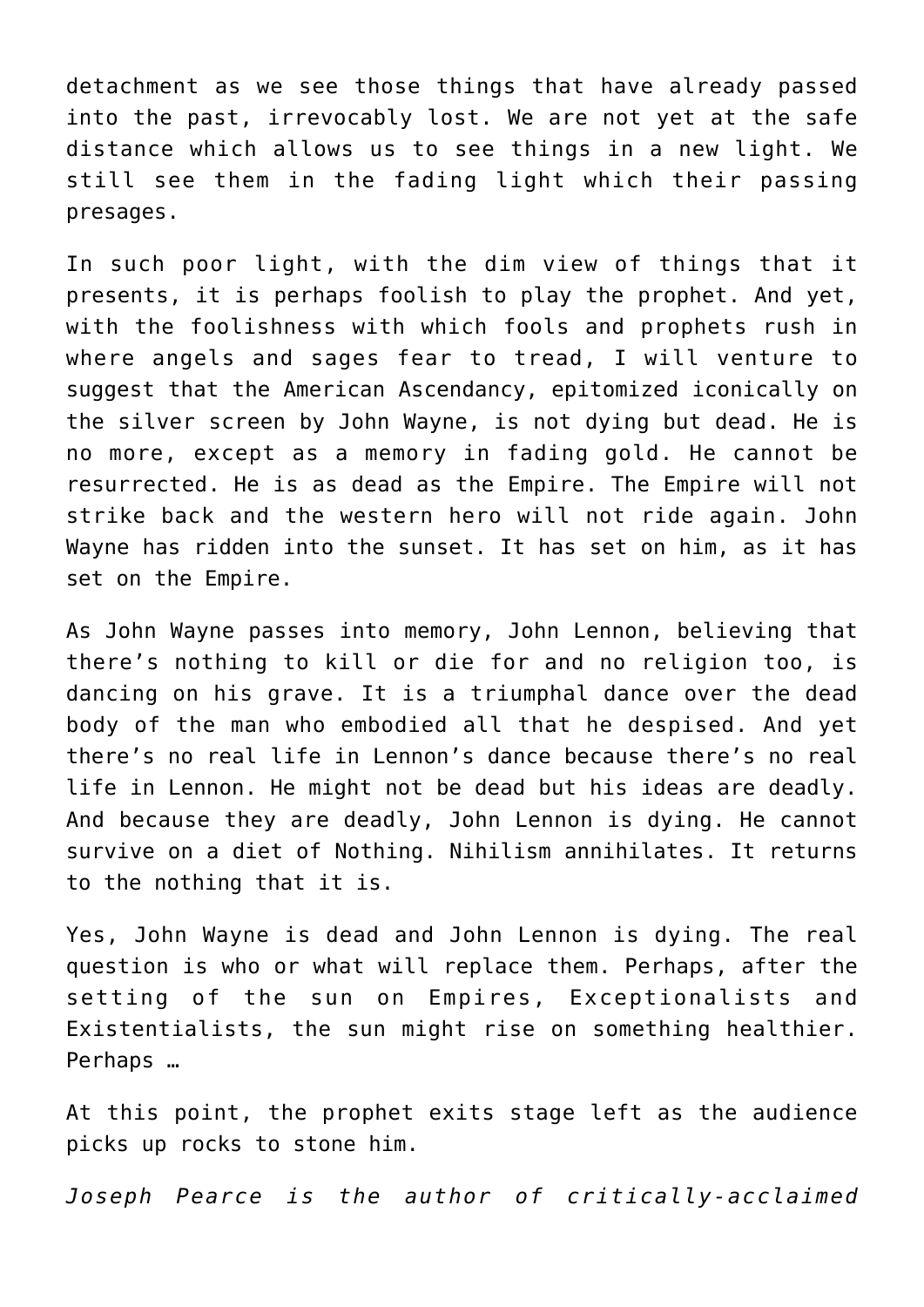detachment as we see those things that have already passed into the past, irrevocably lost. We are not yet at the safe distance which allows us to see things in a new light. We still see them in the fading light which their passing presages.

In such poor light, with the dim view of things that it presents, it is perhaps foolish to play the prophet. And yet, with the foolishness with which fools and prophets rush in where angels and sages fear to tread, I will venture to suggest that the American Ascendancy, epitomized iconically on the silver screen by John Wayne, is not dying but dead. He is no more, except as a memory in fading gold. He cannot be resurrected. He is as dead as the Empire. The Empire will not strike back and the western hero will not ride again. John Wayne has ridden into the sunset. It has set on him, as it has set on the Empire.

As John Wayne passes into memory, John Lennon, believing that there's nothing to kill or die for and no religion too, is dancing on his grave. It is a triumphal dance over the dead body of the man who embodied all that he despised. And yet there's no real life in Lennon's dance because there's no real life in Lennon. He might not be dead but his ideas are deadly. And because they are deadly, John Lennon is dying. He cannot survive on a diet of Nothing. Nihilism annihilates. It returns to the nothing that it is.

Yes, John Wayne is dead and John Lennon is dying. The real question is who or what will replace them. Perhaps, after the setting of the sun on Empires, Exceptionalists and Existentialists, the sun might rise on something healthier. Perhaps …

At this point, the prophet exits stage left as the audience picks up rocks to stone him.

*Joseph Pearce is the author of critically-acclaimed*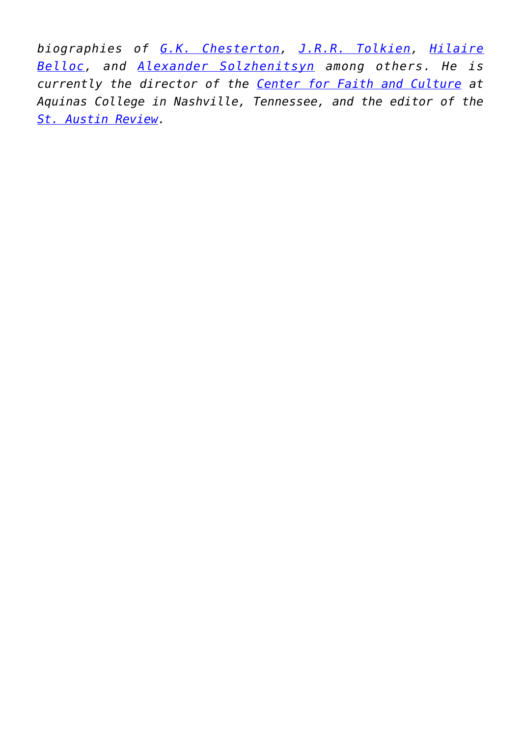*biographies of G.K. Chesterton, J.R.R. Tolkien, Hilaire Belloc, and Alexander Solzhenitsyn among others. He is currently the director of the Center for Faith and Culture at Aquinas College in Nashville, Tennessee, and the editor of the St. Austin Review.*